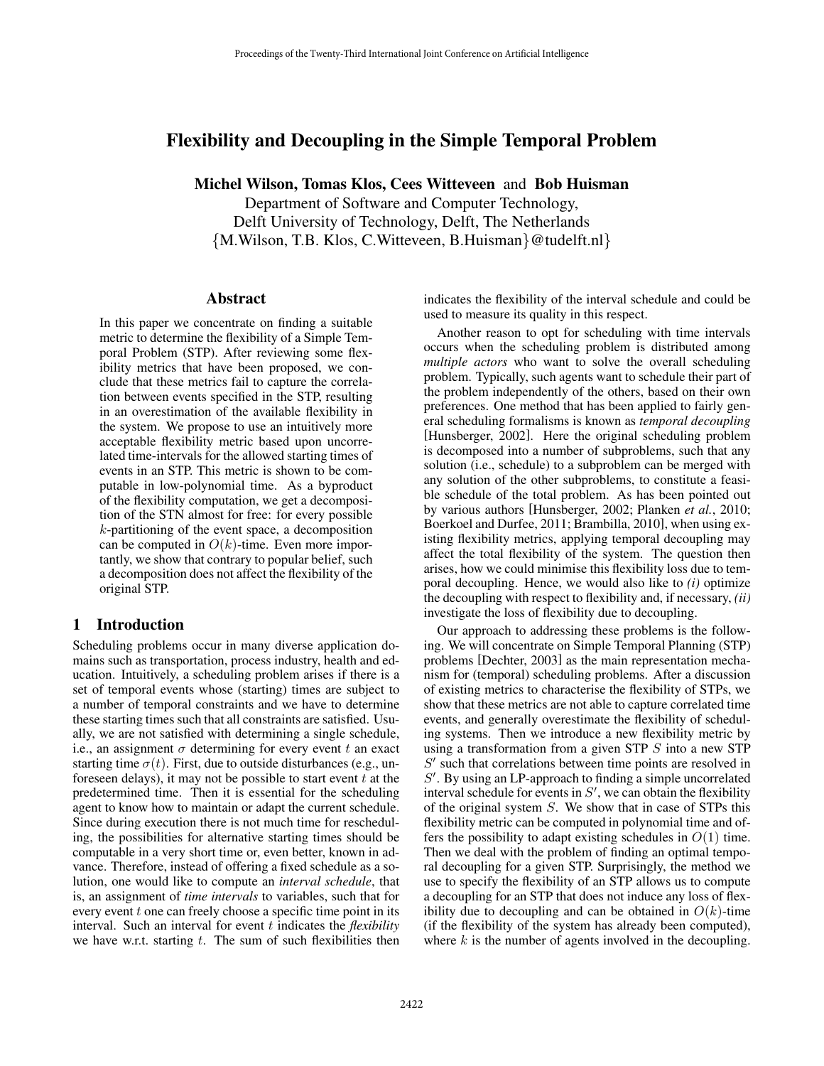# Flexibility and Decoupling in the Simple Temporal Problem

**Michel Wilson, Tomas Klos, Cees Witteveen** and **Bob Huisman**
Department of Software and Computer Technology,
Delft University of Technology, Delft, The Netherlands
{M.Wilson, T.B. Klos, C.Witteveen, B.Huisman}@tudelft.nl

## Abstract

In this paper we concentrate on finding a suitable metric to determine the flexibility of a Simple Temporal Problem (STP). After reviewing some flexibility metrics that have been proposed, we conclude that these metrics fail to capture the correlation between events specified in the STP, resulting in an overestimation of the available flexibility in the system. We propose to use an intuitively more acceptable flexibility metric based upon uncorrelated time-intervals for the allowed starting times of events in an STP. This metric is shown to be computable in low-polynomial time. As a byproduct of the flexibility computation, we get a decomposition of the STN almost for free: for every possible $k$-partitioning of the event space, a decomposition can be computed in $O(k)$-time. Even more importantly, we show that contrary to popular belief, such a decomposition does not affect the flexibility of the original STP.

## 1 Introduction

Scheduling problems occur in many diverse application domains such as transportation, process industry, health and education. Intuitively, a scheduling problem arises if there is a set of temporal events whose (starting) times are subject to a number of temporal constraints and we have to determine these starting times such that all constraints are satisfied. Usually, we are not satisfied with determining a single schedule, i.e., an assignment $\sigma$ determining for every event $t$ an exact starting time $\sigma(t)$. First, due to outside disturbances (e.g., unforeseen delays), it may not be possible to start event $t$ at the predetermined time. Then it is essential for the scheduling agent to know how to maintain or adapt the current schedule. Since during execution there is not much time for rescheduling, the possibilities for alternative starting times should be computable in a very short time or, even better, known in advance. Therefore, instead of offering a fixed schedule as a solution, one would like to compute an *interval schedule*, that is, an assignment of *time intervals* to variables, such that for every event $t$ one can freely choose a specific time point in its interval. Such an interval for event $t$ indicates the *flexibility* we have w.r.t. starting $t$. The sum of such flexibilities then indicates the flexibility of the interval schedule and could be used to measure its quality in this respect.

Another reason to opt for scheduling with time intervals occurs when the scheduling problem is distributed among *multiple actors* who want to solve the overall scheduling problem. Typically, such agents want to schedule their part of the problem independently of the others, based on their own preferences. One method that has been applied to fairly general scheduling formalisms is known as *temporal decoupling* [Hunsberger, 2002]. Here the original scheduling problem is decomposed into a number of subproblems, such that any solution (i.e., schedule) to a subproblem can be merged with any solution of the other subproblems, to constitute a feasible schedule of the total problem. As has been pointed out by various authors [Hunsberger, 2002; Planken *et al.*, 2010; Boerkoel and Durfee, 2011; Brambilla, 2010], when using existing flexibility metrics, applying temporal decoupling may affect the total flexibility of the system. The question then arises, how we could minimise this flexibility loss due to temporal decoupling. Hence, we would also like to *(i)* optimize the decoupling with respect to flexibility and, if necessary, *(ii)* investigate the loss of flexibility due to decoupling.

Our approach to addressing these problems is the following. We will concentrate on Simple Temporal Planning (STP) problems [Dechter, 2003] as the main representation mechanism for (temporal) scheduling problems. After a discussion of existing metrics to characterise the flexibility of STPs, we show that these metrics are not able to capture correlated time events, and generally overestimate the flexibility of scheduling systems. Then we introduce a new flexibility metric by using a transformation from a given STP $S$ into a new STP $S'$ such that correlations between time points are resolved in $S'$. By using an LP-approach to finding a simple uncorrelated interval schedule for events in $S'$, we can obtain the flexibility of the original system $S$. We show that in case of STPs this flexibility metric can be computed in polynomial time and offers the possibility to adapt existing schedules in $O(1)$ time. Then we deal with the problem of finding an optimal temporal decoupling for a given STP. Surprisingly, the method we use to specify the flexibility of an STP allows us to compute a decoupling for an STP that does not induce any loss of flexibility due to decoupling and can be obtained in $O(k)$-time (if the flexibility of the system has already been computed), where $k$ is the number of agents involved in the decoupling.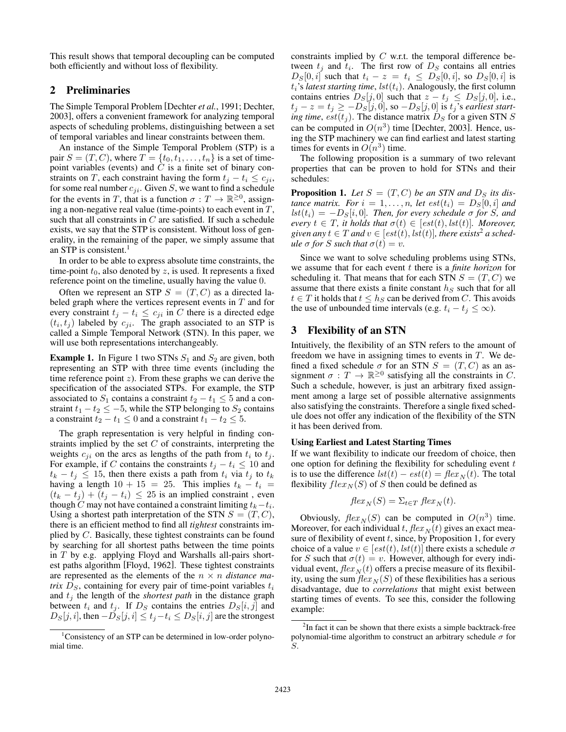This result shows that temporal decoupling can be computed both efficiently and without loss of flexibility.

## 2 Preliminaries

The Simple Temporal Problem [Dechter *et al.*, 1991; Dechter, 2003], offers a convenient framework for analyzing temporal aspects of scheduling problems, distinguishing between a set of temporal variables and linear constraints between them.

An instance of the Simple Temporal Problem (STP) is a pair $S = (T, C)$, where $T = \{t_0, t_1, \ldots, t_n\}$ is a set of time-point variables (events) and $C$ is a finite set of binary constraints on $T$, each constraint having the form $t_j - t_i \leq c_{ji}$, for some real number $c_{ji}$. Given $S$, we want to find a schedule for the events in $T$, that is a function $\sigma : T \to \mathbb{R}^{\geq 0}$, assigning a non-negative real value (time-points) to each event in $T$, such that all constraints in $C$ are satisfied. If such a schedule exists, we say that the STP is consistent. Without loss of generality, in the remaining of the paper, we simply assume that an STP is consistent.[1]

In order to be able to express absolute time constraints, the time-point $t_0$, also denoted by $z$, is used. It represents a fixed reference point on the timeline, usually having the value 0.

Often we represent an STP $S = (T, C)$ as a directed labeled graph where the vertices represent events in $T$ and for every constraint $t_j - t_i \leq c_{ji}$ in $C$ there is a directed edge $(t_i, t_j)$ labeled by $c_{ji}$. The graph associated to an STP is called a Simple Temporal Network (STN). In this paper, we will use both representations interchangeably.

**Example 1.** In Figure 1 two STNs $S_1$ and $S_2$ are given, both representing an STP with three time events (including the time reference point $z$). From these graphs we can derive the specification of the associated STPs. For example, the STP associated to $S_1$ contains a constraint $t_2 - t_1 \leq 5$ and a constraint $t_1 - t_2 \leq -5$, while the STP belonging to $S_2$ contains a constraint $t_2 - t_1 \leq 0$ and a constraint $t_1 - t_2 \leq 5$.

The graph representation is very helpful in finding constraints implied by the set $C$ of constraints, interpreting the weights $c_{ji}$ on the arcs as lengths of the path from $t_i$ to $t_j$. For example, if $C$ contains the constraints $t_j - t_i \leq 10$ and $t_k - t_j \leq 15$, then there exists a path from $t_i$ via $t_j$ to $t_k$ having a length $10 + 15 = 25$. This implies $t_k - t_i = (t_k - t_j) + (t_j - t_i) \leq 25$ is an implied constraint , even though $C$ may not have contained a constraint limiting $t_k - t_i$. Using a shortest path interpretation of the STN $S = (T, C)$, there is an efficient method to find all *tightest* constraints implied by $C$. Basically, these tightest constraints can be found by searching for all shortest paths between the time points in $T$ by e.g. applying Floyd and Warshalls all-pairs shortest paths algorithm [Floyd, 1962]. These tightest constraints are represented as the elements of the $n \times n$ *distance matrix* $D_S$, containing for every pair of time-point variables $t_i$ and $t_j$ the length of the *shortest path* in the distance graph between $t_i$ and $t_j$. If $D_S$ contains the entries $D_S[i, j]$ and $D_S[j, i]$, then $-D_S[j, i] \leq t_j - t_i \leq D_S[i, j]$ are the strongest constraints implied by $C$ w.r.t. the temporal difference between $t_j$ and $t_i$. The first row of $D_S$ contains all entries $D_S[0, i]$ such that $t_i - z = t_i \leq D_S[0, i]$, so $D_S[0, i]$ is $t_i$'s *latest starting time*, $lst(t_i)$. Analogously, the first column contains entries $D_S[j, 0]$ such that $z - t_j \leq D_S[j, 0]$, i.e., $t_j - z = t_j \geq -D_S[j, 0]$, so $-D_S[j, 0]$ is $t_j$'s *earliest starting time*, $est(t_j)$. The distance matrix $D_S$ for a given STN $S$ can be computed in $O(n^3)$ time [Dechter, 2003]. Hence, using the STP machinery we can find earliest and latest starting times for events in $O(n^3)$ time.

The following proposition is a summary of two relevant properties that can be proven to hold for STNs and their schedules:

**Proposition 1.** *Let $S = (T, C)$ be an STN and $D_S$ its distance matrix. For $i = 1, \ldots, n$, let $est(t_i) = D_S[0, i]$ and $lst(t_i) = -D_S[i, 0]$. Then, for every schedule $\sigma$ for $S$, and every $t \in T$, it holds that $\sigma(t) \in [est(t), lst(t)]$. Moreover, given any $t \in T$ and $v \in [est(t), lst(t)]$, there exists[2] a schedule $\sigma$ for $S$ such that $\sigma(t) = v$.*

Since we want to solve scheduling problems using STNs, we assume that for each event $t$ there is a *finite horizon* for scheduling it. That means that for each STN $S = (T, C)$ we assume that there exists a finite constant $h_S$ such that for all $t \in T$ it holds that $t \leq h_S$ can be derived from $C$. This avoids the use of unbounded time intervals (e.g. $t_i - t_j \leq \infty$).

## 3 Flexibility of an STN

Intuitively, the flexibility of an STN refers to the amount of freedom we have in assigning times to events in $T$. We defined a fixed schedule $\sigma$ for an STN $S = (T, C)$ as an assignment $\sigma : T \to \mathbb{R}^{\geq 0}$ satisfying all the constraints in $C$. Such a schedule, however, is just an arbitrary fixed assignment among a large set of possible alternative assignments also satisfying the constraints. Therefore a single fixed schedule does not offer any indication of the flexibility of the STN it has been derived from.

#### Using Earliest and Latest Starting Times

If we want flexibility to indicate our freedom of choice, then one option for defining the flexibility for scheduling event $t$ is to use the difference $lst(t) - est(t) = \mathit{flex}_N(t)$. The total flexibility $\mathit{flex}_N(S)$ of $S$ then could be defined as

$$\mathit{flex}_N(S) = \Sigma_{t \in T}\, \mathit{flex}_N(t).$$

Obviously, $\mathit{flex}_N(S)$ can be computed in $O(n^3)$ time. Moreover, for each individual $t$, $\mathit{flex}_N(t)$ gives an exact measure of flexibility of event $t$, since, by Proposition 1, for every choice of a value $v \in [est(t), lst(t)]$ there exists a schedule $\sigma$ for $S$ such that $\sigma(t) = v$. However, although for every individual event, $\mathit{flex}_N(t)$ offers a precise measure of its flexibility, using the sum $\mathit{flex}_N(S)$ of these flexibilities has a serious disadvantage, due to *correlations* that might exist between starting times of events. To see this, consider the following example:

---

[1] Consistency of an STP can be determined in low-order polynomial time.

[2] In fact it can be shown that there exists a simple backtrack-free polynomial-time algorithm to construct an arbitrary schedule $\sigma$ for $S$.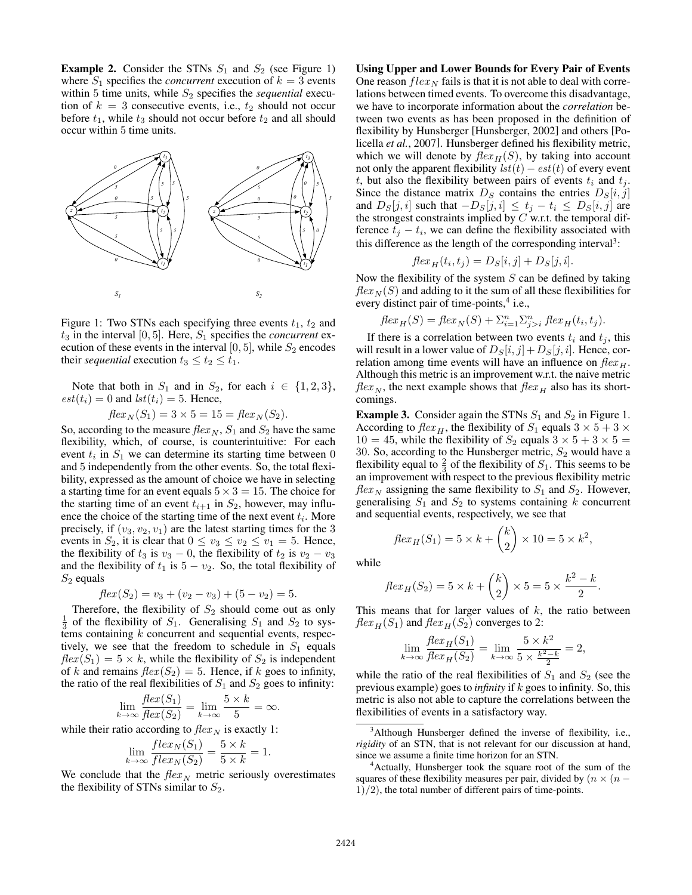**Example 2.** Consider the STNs $S_1$ and $S_2$ (see Figure 1) where $S_1$ specifies the *concurrent* execution of $k = 3$ events within 5 time units, while $S_2$ specifies the *sequential* execution of $k = 3$ consecutive events, i.e., $t_2$ should not occur before $t_1$, while $t_3$ should not occur before $t_2$ and all should occur within 5 time units.

Figure 1: Two STNs each specifying three events $t_1$, $t_2$ and $t_3$ in the interval $[0, 5]$. Here, $S_1$ specifies the *concurrent* execution of these events in the interval $[0, 5]$, while $S_2$ encodes their *sequential* execution $t_3 \leq t_2 \leq t_1$.

Note that both in $S_1$ and in $S_2$, for each $i \in \{1, 2, 3\}$, $est(t_i) = 0$ and $lst(t_i) = 5$. Hence,

$$flex_N(S_1) = 3 \times 5 = 15 = flex_N(S_2).$$

So, according to the measure $flex_N$, $S_1$ and $S_2$ have the same flexibility, which, of course, is counterintuitive: For each event $t_i$ in $S_1$ we can determine its starting time between 0 and 5 independently from the other events. So, the total flexibility, expressed as the amount of choice we have in selecting a starting time for an event equals $5 \times 3 = 15$. The choice for the starting time of an event $t_{i+1}$ in $S_2$, however, may influence the choice of the starting time of the next event $t_i$. More precisely, if $(v_3, v_2, v_1)$ are the latest starting times for the 3 events in $S_2$, it is clear that $0 \leq v_3 \leq v_2 \leq v_1 = 5$. Hence, the flexibility of $t_3$ is $v_3 - 0$, the flexibility of $t_2$ is $v_2 - v_3$ and the flexibility of $t_1$ is $5 - v_2$. So, the total flexibility of $S_2$ equals

$$flex(S_2) = v_3 + (v_2 - v_3) + (5 - v_2) = 5.$$

Therefore, the flexibility of $S_2$ should come out as only $\frac{1}{3}$ of the flexibility of $S_1$. Generalising $S_1$ and $S_2$ to systems containing $k$ concurrent and sequential events, respectively, we see that the freedom to schedule in $S_1$ equals $flex(S_1) = 5 \times k$, while the flexibility of $S_2$ is independent of $k$ and remains $flex(S_2) = 5$. Hence, if $k$ goes to infinity, the ratio of the real flexibilities of $S_1$ and $S_2$ goes to infinity:

$$\lim_{k\to\infty} \frac{flex(S_1)}{flex(S_2)} = \lim_{k\to\infty} \frac{5 \times k}{5} = \infty.$$

while their ratio according to $flex_N$ is exactly 1:

$$\lim_{k\to\infty} \frac{flex_N(S_1)}{flex_N(S_2)} = \frac{5 \times k}{5 \times k} = 1.$$

We conclude that the $flex_N$ metric seriously overestimates the flexibility of STNs similar to $S_2$.

**Using Upper and Lower Bounds for Every Pair of Events**

One reason $flex_N$ fails is that it is not able to deal with correlations between timed events. To overcome this disadvantage, we have to incorporate information about the *correlation* between two events as has been proposed in the definition of flexibility by Hunsberger [Hunsberger, 2002] and others [Policella *et al.*, 2007]. Hunsberger defined his flexibility metric, which we will denote by $flex_H(S)$, by taking into account not only the apparent flexibility $lst(t) - est(t)$ of every event $t$, but also the flexibility between pairs of events $t_i$ and $t_j$. Since the distance matrix $D_S$ contains the entries $D_S[i, j]$ and $D_S[j, i]$ such that $-D_S[j, i] \leq t_j - t_i \leq D_S[i, j]$ are the strongest constraints implied by $C$ w.r.t. the temporal difference $t_j - t_i$, we can define the flexibility associated with this difference as the length of the corresponding interval[3]:

$$flex_H(t_i, t_j) = D_S[i, j] + D_S[j, i].$$

Now the flexibility of the system $S$ can be defined by taking $flex_N(S)$ and adding to it the sum of all these flexibilities for every distinct pair of time-points,[4] i.e.,

$$flex_H(S) = flex_N(S) + \Sigma_{i=1}^{n} \Sigma_{j>i}^{n} flex_H(t_i, t_j).$$

If there is a correlation between two events $t_i$ and $t_j$, this will result in a lower value of $D_S[i, j] + D_S[j, i]$. Hence, correlation among time events will have an influence on $flex_H$. Although this metric is an improvement w.r.t. the naive metric $flex_N$, the next example shows that $flex_H$ also has its shortcomings.

**Example 3.** Consider again the STNs $S_1$ and $S_2$ in Figure 1. According to $flex_H$, the flexibility of $S_1$ equals $3 \times 5 + 3 \times 10 = 45$, while the flexibility of $S_2$ equals $3 \times 5 + 3 \times 5 = 30$. So, according to the Hunsberger metric, $S_2$ would have a flexibility equal to $\frac{2}{3}$ of the flexibility of $S_1$. This seems to be an improvement with respect to the previous flexibility metric $flex_N$ assigning the same flexibility to $S_1$ and $S_2$. However, generalising $S_1$ and $S_2$ to systems containing $k$ concurrent and sequential events, respectively, we see that

$$flex_H(S_1) = 5 \times k + \binom{k}{2} \times 10 = 5 \times k^2,$$

while

$$flex_H(S_2) = 5 \times k + \binom{k}{2} \times 5 = 5 \times \frac{k^2 - k}{2}.$$

This means that for larger values of $k$, the ratio between $flex_H(S_1)$ and $flex_H(S_2)$ converges to 2:

$$\lim_{k\to\infty} \frac{flex_H(S_1)}{flex_H(S_2)} = \lim_{k\to\infty} \frac{5 \times k^2}{5 \times \frac{k^2 - k}{2}} = 2,$$

while the ratio of the real flexibilities of $S_1$ and $S_2$ (see the previous example) goes to *infinity* if $k$ goes to infinity. So, this metric is also not able to capture the correlations between the flexibilities of events in a satisfactory way.

[3] Although Hunsberger defined the inverse of flexibility, i.e., *rigidity* of an STN, that is not relevant for our discussion at hand, since we assume a finite time horizon for an STN.

[4] Actually, Hunsberger took the square root of the sum of the squares of these flexibility measures per pair, divided by $(n \times (n - 1)/2)$, the total number of different pairs of time-points.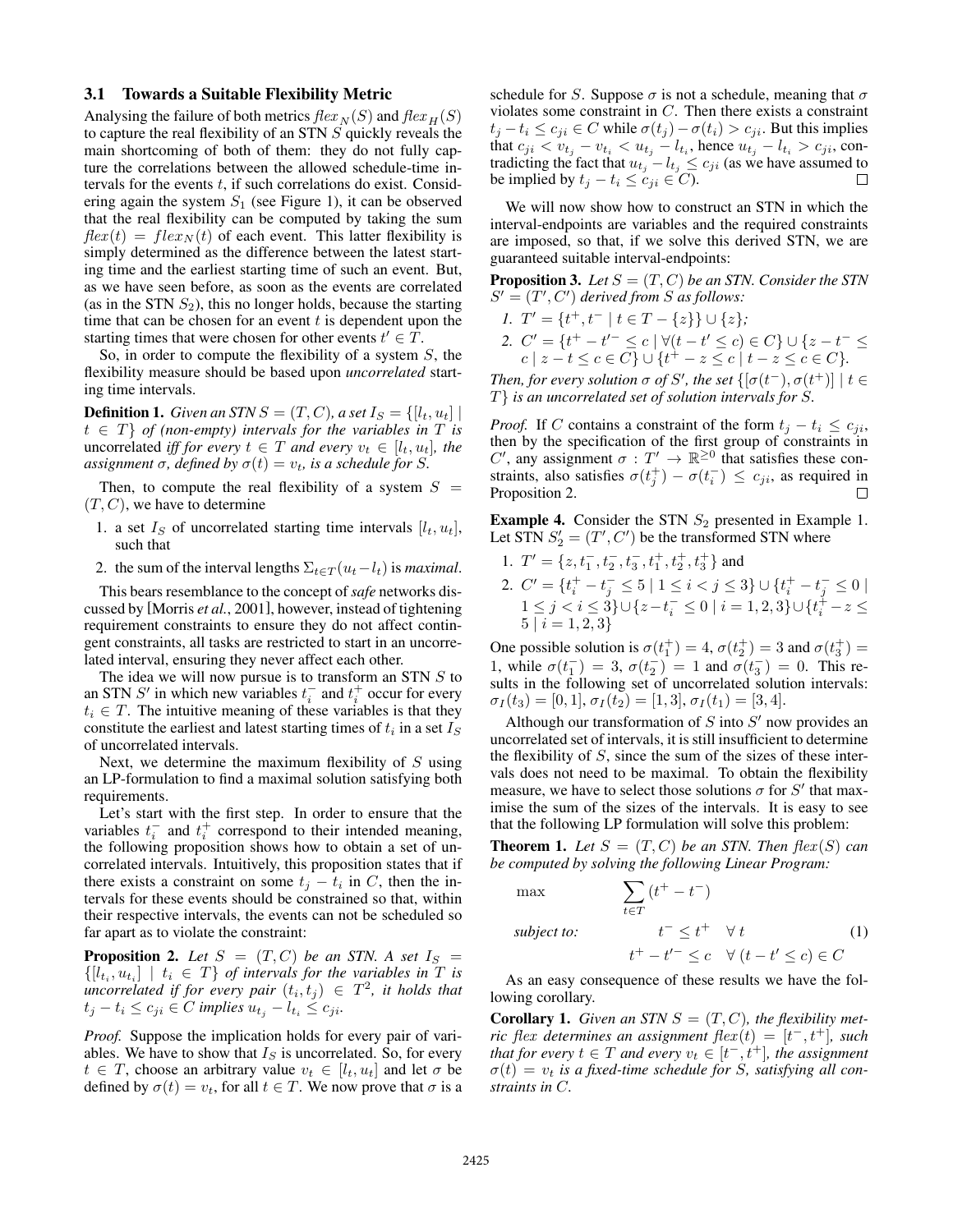### 3.1 Towards a Suitable Flexibility Metric

Analysing the failure of both metrics $flex_N(S)$ and $flex_H(S)$ to capture the real flexibility of an STN $S$ quickly reveals the main shortcoming of both of them: they do not fully capture the correlations between the allowed schedule-time intervals for the events $t$, if such correlations do exist. Considering again the system $S_1$ (see Figure 1), it can be observed that the real flexibility can be computed by taking the sum $flex(t) = flex_N(t)$ of each event. This latter flexibility is simply determined as the difference between the latest starting time and the earliest starting time of such an event. But, as we have seen before, as soon as the events are correlated (as in the STN $S_2$), this no longer holds, because the starting time that can be chosen for an event $t$ is dependent upon the starting times that were chosen for other events $t' \in T$.

So, in order to compute the flexibility of a system $S$, the flexibility measure should be based upon *uncorrelated* starting time intervals.

**Definition 1.** *Given an STN $S = (T, C)$, a set $I_S = \{[l_t, u_t] \mid t \in T\}$ of (non-empty) intervals for the variables in $T$ is* uncorrelated *iff for every $t \in T$ and every $v_t \in [l_t, u_t]$, the assignment $\sigma$, defined by $\sigma(t) = v_t$, is a schedule for $S$.*

Then, to compute the real flexibility of a system $S = (T, C)$, we have to determine

1. a set $I_S$ of uncorrelated starting time intervals $[l_t, u_t]$, such that
2. the sum of the interval lengths $\Sigma_{t \in T}(u_t - l_t)$ is *maximal*.

This bears resemblance to the concept of *safe* networks discussed by [Morris *et al.*, 2001], however, instead of tightening requirement constraints to ensure they do not affect contingent constraints, all tasks are restricted to start in an uncorrelated interval, ensuring they never affect each other.

The idea we will now pursue is to transform an STN $S$ to an STN $S'$ in which new variables $t_i^-$ and $t_i^+$ occur for every $t_i \in T$. The intuitive meaning of these variables is that they constitute the earliest and latest starting times of $t_i$ in a set $I_S$ of uncorrelated intervals.

Next, we determine the maximum flexibility of $S$ using an LP-formulation to find a maximal solution satisfying both requirements.

Let's start with the first step. In order to ensure that the variables $t_i^-$ and $t_i^+$ correspond to their intended meaning, the following proposition shows how to obtain a set of uncorrelated intervals. Intuitively, this proposition states that if there exists a constraint on some $t_j - t_i$ in $C$, then the intervals for these events should be constrained so that, within their respective intervals, the events can not be scheduled so far apart as to violate the constraint:

**Proposition 2.** *Let $S = (T, C)$ be an STN. A set $I_S = \{[l_{t_i}, u_{t_i}] \mid t_i \in T\}$ of intervals for the variables in $T$ is uncorrelated if for every pair $(t_i, t_j) \in T^2$, it holds that $t_j - t_i \leq c_{ji} \in C$ implies $u_{t_j} - l_{t_i} \leq c_{ji}$.*

*Proof.* Suppose the implication holds for every pair of variables. We have to show that $I_S$ is uncorrelated. So, for every $t \in T$, choose an arbitrary value $v_t \in [l_t, u_t]$ and let $\sigma$ be defined by $\sigma(t) = v_t$, for all $t \in T$. We now prove that $\sigma$ is a schedule for $S$. Suppose $\sigma$ is not a schedule, meaning that $\sigma$ violates some constraint in $C$. Then there exists a constraint $t_j - t_i \leq c_{ji} \in C$ while $\sigma(t_j) - \sigma(t_i) > c_{ji}$. But this implies that $c_{ji} < v_{t_j} - v_{t_i} < u_{t_j} - l_{t_i}$, hence $u_{t_j} - l_{t_i} > c_{ji}$, contradicting the fact that $u_{t_j} - l_{t_j} \leq c_{ji}$ (as we have assumed to be implied by $t_j - t_i \leq c_{ji} \in C$). $\square$

We will now show how to construct an STN in which the interval-endpoints are variables and the required constraints are imposed, so that, if we solve this derived STN, we are guaranteed suitable interval-endpoints:

**Proposition 3.** *Let $S = (T, C)$ be an STN. Consider the STN $S' = (T', C')$ derived from $S$ as follows:*

1. *$T' = \{t^+, t^- \mid t \in T - \{z\}\} \cup \{z\}$;*
2. *$C' = \{t^+ - t'^- \leq c \mid \forall (t - t' \leq c) \in C\} \cup \{z - t^- \leq c \mid z - t \leq c \in C\} \cup \{t^+ - z \leq c \mid t - z \leq c \in C\}$.*

*Then, for every solution $\sigma$ of $S'$, the set $\{[\sigma(t^-), \sigma(t^+)] \mid t \in T\}$ is an uncorrelated set of solution intervals for $S$.*

*Proof.* If $C$ contains a constraint of the form $t_j - t_i \leq c_{ji}$, then by the specification of the first group of constraints in $C'$, any assignment $\sigma : T' \to \mathbb{R}^{\geq 0}$ that satisfies these constraints, also satisfies $\sigma(t_j^+) - \sigma(t_i^-) \leq c_{ji}$, as required in Proposition 2. $\square$

**Example 4.** Consider the STN $S_2$ presented in Example 1. Let STN $S_2' = (T', C')$ be the transformed STN where

1. $T' = \{z, t_1^-, t_2^-, t_3^-, t_1^+, t_2^+, t_3^+\}$ and
2. $C' = \{t_i^+ - t_j^- \leq 5 \mid 1 \leq i < j \leq 3\} \cup \{t_i^+ - t_j^- \leq 0 \mid 1 \leq j < i \leq 3\} \cup \{z - t_i^- \leq 0 \mid i = 1, 2, 3\} \cup \{t_i^+ - z \leq 5 \mid i = 1, 2, 3\}$

One possible solution is $\sigma(t_1^+) = 4$, $\sigma(t_2^+) = 3$ and $\sigma(t_3^+) = 1$, while $\sigma(t_1^-) = 3$, $\sigma(t_2^-) = 1$ and $\sigma(t_3^-) = 0$. This results in the following set of uncorrelated solution intervals: $\sigma_I(t_3) = [0, 1]$, $\sigma_I(t_2) = [1, 3]$, $\sigma_I(t_1) = [3, 4]$.

Although our transformation of $S$ into $S'$ now provides an uncorrelated set of intervals, it is still insufficient to determine the flexibility of $S$, since the sum of the sizes of these intervals does not need to be maximal. To obtain the flexibility measure, we have to select those solutions $\sigma$ for $S'$ that maximise the sum of the sizes of the intervals. It is easy to see that the following LP formulation will solve this problem:

**Theorem 1.** *Let $S = (T, C)$ be an STN. Then $flex(S)$ can be computed by solving the following Linear Program:*

$$
\begin{aligned}
\max \quad & \sum_{t \in T} (t^+ - t^-) \\
\textit{subject to:} \quad & t^- \leq t^+ \quad \forall\, t \qquad\qquad (1) \\
& t^+ - t'^- \leq c \quad \forall\, (t - t' \leq c) \in C
\end{aligned}
$$

As an easy consequence of these results we have the following corollary.

**Corollary 1.** *Given an STN $S = (T, C)$, the flexibility metric flex determines an assignment $flex(t) = [t^-, t^+]$, such that for every $t \in T$ and every $v_t \in [t^-, t^+]$, the assignment $\sigma(t) = v_t$ is a fixed-time schedule for $S$, satisfying all constraints in $C$.*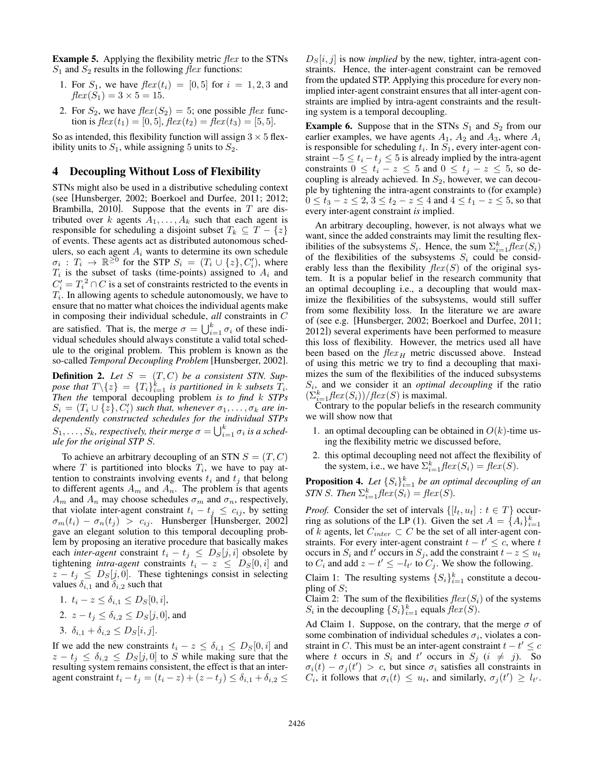**Example 5.** Applying the flexibility metric *flex* to the STNs $S_1$ and $S_2$ results in the following *flex* functions:

1. For $S_1$, we have $flex(t_i) = [0, 5]$ for $i = 1, 2, 3$ and $flex(S_1) = 3 \times 5 = 15$.
2. For $S_2$, we have $flex(S_2) = 5$; one possible *flex* function is $flex(t_1) = [0, 5]$, $flex(t_2) = flex(t_3) = [5, 5]$.

So as intended, this flexibility function will assign $3 \times 5$ flexibility units to $S_1$, while assigning 5 units to $S_2$.

## 4 Decoupling Without Loss of Flexibility

STNs might also be used in a distributive scheduling context (see [Hunsberger, 2002; Boerkoel and Durfee, 2011; 2012; Brambilla, 2010]. Suppose that the events in $T$ are distributed over $k$ agents $A_1, \ldots, A_k$ such that each agent is responsible for scheduling a disjoint subset $T_k \subseteq T - \{z\}$ of events. These agents act as distributed autonomous schedulers, so each agent $A_i$ wants to determine its own schedule $\sigma_i : T_i \to \mathbb{R}^{\geq 0}$ for the STP $S_i = (T_i \cup \{z\}, C_i')$, where $T_i$ is the subset of tasks (time-points) assigned to $A_i$ and $C_i' = T_i^2 \cap C$ is a set of constraints restricted to the events in $T_i$. In allowing agents to schedule autonomously, we have to ensure that no matter what choices the individual agents make in composing their individual schedule, *all* constraints in $C$ are satisfied. That is, the merge $\sigma = \bigcup_{i=1}^{k} \sigma_i$ of these individual schedules should always constitute a valid total schedule to the original problem. This problem is known as the so-called *Temporal Decoupling Problem* [Hunsberger, 2002].

**Definition 2.** *Let $S = (T, C)$ be a consistent STN. Suppose that $T \setminus \{z\} = \{T_i\}_{i=1}^{k}$ is partitioned in $k$ subsets $T_i$. Then the* temporal decoupling problem *is to find $k$ STPs $S_i = (T_i \cup \{z\}, C_i')$ such that, whenever $\sigma_1, \ldots, \sigma_k$ are independently constructed schedules for the individual STPs $S_1, \ldots, S_k$, respectively, their merge $\sigma = \bigcup_{i=1}^{k} \sigma_i$ is a schedule for the original STP $S$.*

To achieve an arbitrary decoupling of an STN $S = (T, C)$ where $T$ is partitioned into blocks $T_i$, we have to pay attention to constraints involving events $t_i$ and $t_j$ that belong to different agents $A_m$ and $A_n$. The problem is that agents $A_m$ and $A_n$ may choose schedules $\sigma_m$ and $\sigma_n$, respectively, that violate inter-agent constraint $t_i - t_j \leq c_{ij}$, by setting $\sigma_m(t_i) - \sigma_n(t_j) > c_{ij}$. Hunsberger [Hunsberger, 2002] gave an elegant solution to this temporal decoupling problem by proposing an iterative procedure that basically makes each *inter-agent* constraint $t_i - t_j \leq D_S[j, i]$ obsolete by tightening *intra-agent* constraints $t_i - z \leq D_S[0, i]$ and $z - t_j \leq D_S[j, 0]$. These tightenings consist in selecting values $\delta_{i,1}$ and $\delta_{i,2}$ such that

1. $t_i - z \leq \delta_{i,1} \leq D_S[0, i]$,
2. $z - t_j \leq \delta_{i,2} \leq D_S[j, 0]$, and
3. $\delta_{i,1} + \delta_{i,2} \leq D_S[i, j]$.

If we add the new constraints $t_i - z \leq \delta_{i,1} \leq D_S[0, i]$ and $z - t_j \leq \delta_{i,2} \leq D_S[j, 0]$ to $S$ while making sure that the resulting system remains consistent, the effect is that an inter-agent constraint $t_i - t_j = (t_i - z) + (z - t_j) \leq \delta_{i,1} + \delta_{i,2} \leq D_S[i, j]$ is now *implied* by the new, tighter, intra-agent constraints. Hence, the inter-agent constraint can be removed from the updated STP. Applying this procedure for every non-implied inter-agent constraint ensures that all inter-agent constraints are implied by intra-agent constraints and the resulting system is a temporal decoupling.

**Example 6.** Suppose that in the STNs $S_1$ and $S_2$ from our earlier examples, we have agents $A_1$, $A_2$ and $A_3$, where $A_i$ is responsible for scheduling $t_i$. In $S_1$, every inter-agent constraint $-5 \leq t_i - t_j \leq 5$ is already implied by the intra-agent constraints $0 \leq t_i - z \leq 5$ and $0 \leq t_j - z \leq 5$, so decoupling is already achieved. In $S_2$, however, we can decouple by tightening the intra-agent constraints to (for example) $0 \leq t_3 - z \leq 2$, $3 \leq t_2 - z \leq 4$ and $4 \leq t_1 - z \leq 5$, so that every inter-agent constraint *is* implied.

An arbitrary decoupling, however, is not always what we want, since the added constraints may limit the resulting flexibilities of the subsystems $S_i$. Hence, the sum $\Sigma_{i=1}^{k} flex(S_i)$ of the flexibilities of the subsystems $S_i$ could be considerably less than the flexibility $flex(S)$ of the original system. It is a popular belief in the research community that an optimal decoupling i.e., a decoupling that would maximize the flexibilities of the subsystems, would still suffer from some flexibility loss. In the literature we are aware of (see e.g. [Hunsberger, 2002; Boerkoel and Durfee, 2011; 2012]) several experiments have been performed to measure this loss of flexibility. However, the metrics used all have been based on the $flex_H$ metric discussed above. Instead of using this metric we try to find a decoupling that maximizes the sum of the flexibilities of the induced subsystems $S_i$, and we consider it an *optimal decoupling* if the ratio $(\Sigma_{i=1}^{k} flex(S_i))/flex(S)$ is maximal.

Contrary to the popular beliefs in the research community we will show now that

1. an optimal decoupling can be obtained in $O(k)$-time using the flexibility metric we discussed before,
2. this optimal decoupling need not affect the flexibility of the system, i.e., we have $\Sigma_{i=1}^{k} flex(S_i) = flex(S)$.

**Proposition 4.** *Let $\{S_i\}_{i=1}^{k}$ be an optimal decoupling of an STN $S$. Then $\Sigma_{i=1}^{k} flex(S_i) = flex(S)$.*

*Proof.* Consider the set of intervals $\{[l_t, u_t] : t \in T\}$ occurring as solutions of the LP (1). Given the set $A = \{A_i\}_{i=1}^{k}$ of $k$ agents, let $C_{inter} \subset C$ be the set of all inter-agent constraints. For every inter-agent constraint $t - t' \leq c$, where $t$ occurs in $S_i$ and $t'$ occurs in $S_j$, add the constraint $t - z \leq u_t$ to $C_i$ and add $z - t' \leq -l_{t'}$ to $C_j$. We show the following.

Claim 1: The resulting systems $\{S_i\}_{i=1}^{k}$ constitute a decoupling of $S$;
Claim 2: The sum of the flexibilities $flex(S_i)$ of the systems $S_i$ in the decoupling $\{S_i\}_{i=1}^{k}$ equals $flex(S)$.

Ad Claim 1. Suppose, on the contrary, that the merge $\sigma$ of some combination of individual schedules $\sigma_i$, violates a constraint in $C$. This must be an inter-agent constraint $t - t' \leq c$ where $t$ occurs in $S_i$ and $t'$ occurs in $S_j$ ($i \neq j$). So $\sigma_i(t) - \sigma_j(t') > c$, but since $\sigma_i$ satisfies all constraints in $C_i$, it follows that $\sigma_i(t) \leq u_t$, and similarly, $\sigma_j(t') \geq l_{t'}$.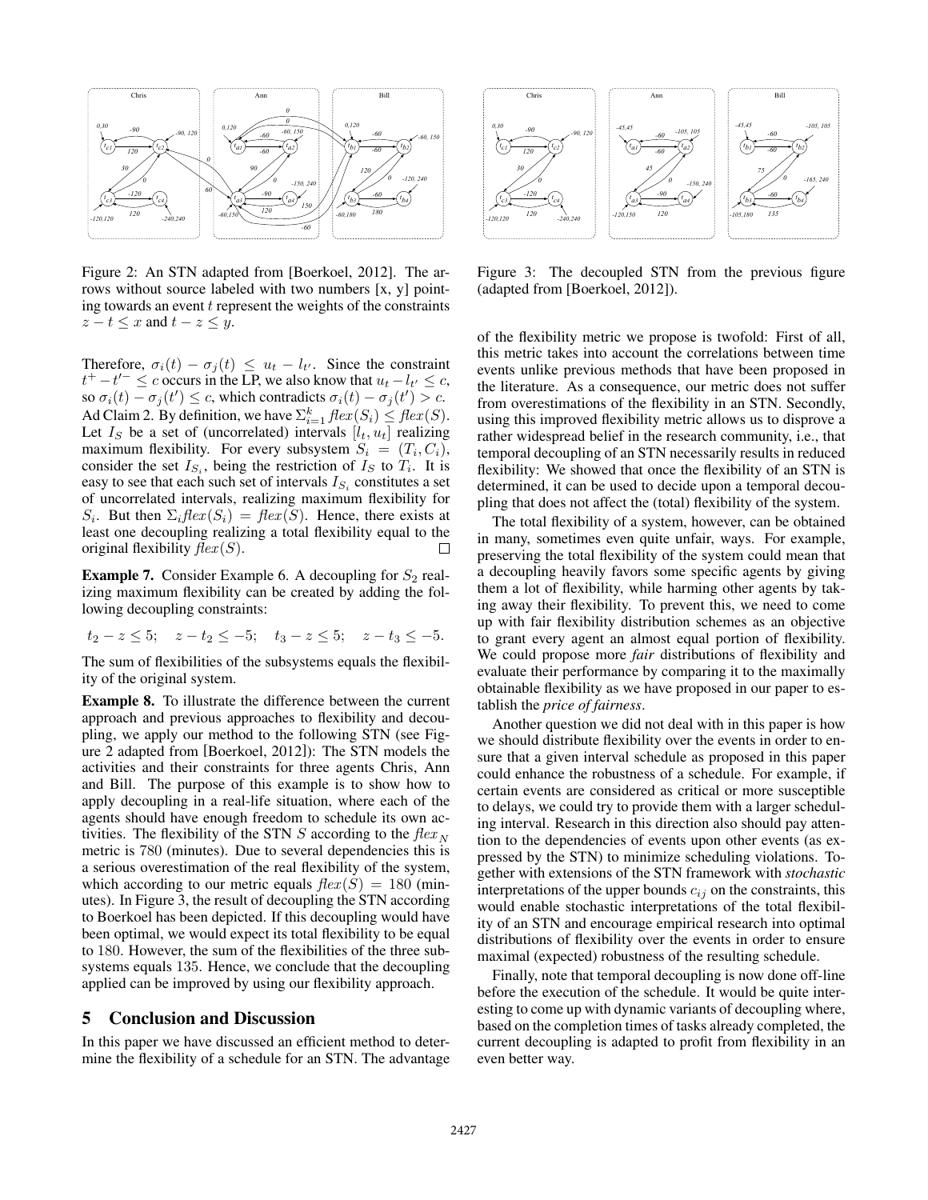Figure 2: An STN adapted from [Boerkoel, 2012]. The arrows without source labeled with two numbers [x, y] pointing towards an event $t$ represent the weights of the constraints $z - t \leq x$ and $t - z \leq y$.

Figure 3: The decoupled STN from the previous figure (adapted from [Boerkoel, 2012]).

Therefore, $\sigma_i(t) - \sigma_j(t) \leq u_t - l_{t'}$. Since the constraint $t^+ - t'^- \leq c$ occurs in the LP, we also know that $u_t - l_{t'} \leq c$, so $\sigma_i(t) - \sigma_j(t') \leq c$, which contradicts $\sigma_i(t) - \sigma_j(t') > c$. Ad Claim 2. By definition, we have $\Sigma_{i=1}^k flex(S_i) \leq flex(S)$. Let $I_S$ be a set of (uncorrelated) intervals $[l_t, u_t]$ realizing maximum flexibility. For every subsystem $S_i = (T_i, C_i)$, consider the set $I_{S_i}$, being the restriction of $I_S$ to $T_i$. It is easy to see that each such set of intervals $I_{S_i}$ constitutes a set of uncorrelated intervals, realizing maximum flexibility for $S_i$. But then $\Sigma_i flex(S_i) = flex(S)$. Hence, there exists at least one decoupling realizing a total flexibility equal to the original flexibility $flex(S)$. □

**Example 7.** Consider Example 6. A decoupling for $S_2$ realizing maximum flexibility can be created by adding the following decoupling constraints:

$$t_2 - z \leq 5; \quad z - t_2 \leq -5; \quad t_3 - z \leq 5; \quad z - t_3 \leq -5.$$

The sum of flexibilities of the subsystems equals the flexibility of the original system.

**Example 8.** To illustrate the difference between the current approach and previous approaches to flexibility and decoupling, we apply our method to the following STN (see Figure 2 adapted from [Boerkoel, 2012]): The STN models the activities and their constraints for three agents Chris, Ann and Bill. The purpose of this example is to show how to apply decoupling in a real-life situation, where each of the agents should have enough freedom to schedule its own activities. The flexibility of the STN $S$ according to the $flex_N$ metric is 780 (minutes). Due to several dependencies this is a serious overestimation of the real flexibility of the system, which according to our metric equals $flex(S) = 180$ (minutes). In Figure 3, the result of decoupling the STN according to Boerkoel has been depicted. If this decoupling would have been optimal, we would expect its total flexibility to be equal to 180. However, the sum of the flexibilities of the three subsystems equals 135. Hence, we conclude that the decoupling applied can be improved by using our flexibility approach.

## 5 Conclusion and Discussion

In this paper we have discussed an efficient method to determine the flexibility of a schedule for an STN. The advantage of the flexibility metric we propose is twofold: First of all, this metric takes into account the correlations between time events unlike previous methods that have been proposed in the literature. As a consequence, our metric does not suffer from overestimations of the flexibility in an STN. Secondly, using this improved flexibility metric allows us to disprove a rather widespread belief in the research community, i.e., that temporal decoupling of an STN necessarily results in reduced flexibility: We showed that once the flexibility of an STN is determined, it can be used to decide upon a temporal decoupling that does not affect the (total) flexibility of the system.

The total flexibility of a system, however, can be obtained in many, sometimes even quite unfair, ways. For example, preserving the total flexibility of the system could mean that a decoupling heavily favors some specific agents by giving them a lot of flexibility, while harming other agents by taking away their flexibility. To prevent this, we need to come up with fair flexibility distribution schemes as an objective to grant every agent an almost equal portion of flexibility. We could propose more *fair* distributions of flexibility and evaluate their performance by comparing it to the maximally obtainable flexibility as we have proposed in our paper to establish the *price of fairness*.

Another question we did not deal with in this paper is how we should distribute flexibility over the events in order to ensure that a given interval schedule as proposed in this paper could enhance the robustness of a schedule. For example, if certain events are considered as critical or more susceptible to delays, we could try to provide them with a larger scheduling interval. Research in this direction also should pay attention to the dependencies of events upon other events (as expressed by the STN) to minimize scheduling violations. Together with extensions of the STN framework with *stochastic* interpretations of the upper bounds $c_{ij}$ on the constraints, this would enable stochastic interpretations of the total flexibility of an STN and encourage empirical research into optimal distributions of flexibility over the events in order to ensure maximal (expected) robustness of the resulting schedule.

Finally, note that temporal decoupling is now done off-line before the execution of the schedule. It would be quite interesting to come up with dynamic variants of decoupling where, based on the completion times of tasks already completed, the current decoupling is adapted to profit from flexibility in an even better way.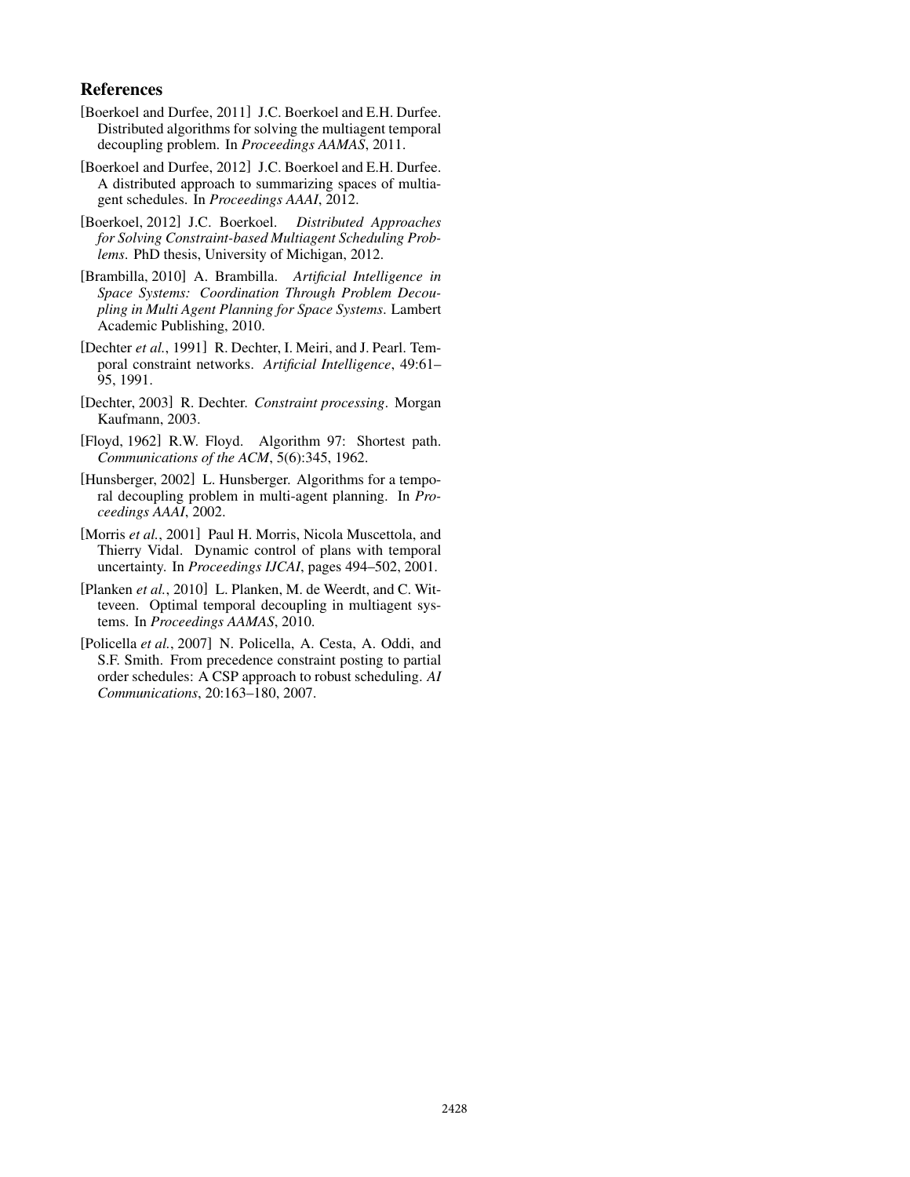## References

[Boerkoel and Durfee, 2011] J.C. Boerkoel and E.H. Durfee. Distributed algorithms for solving the multiagent temporal decoupling problem. In *Proceedings AAMAS*, 2011.

[Boerkoel and Durfee, 2012] J.C. Boerkoel and E.H. Durfee. A distributed approach to summarizing spaces of multiagent schedules. In *Proceedings AAAI*, 2012.

[Boerkoel, 2012] J.C. Boerkoel. *Distributed Approaches for Solving Constraint-based Multiagent Scheduling Problems*. PhD thesis, University of Michigan, 2012.

[Brambilla, 2010] A. Brambilla. *Artificial Intelligence in Space Systems: Coordination Through Problem Decoupling in Multi Agent Planning for Space Systems*. Lambert Academic Publishing, 2010.

[Dechter *et al.*, 1991] R. Dechter, I. Meiri, and J. Pearl. Temporal constraint networks. *Artificial Intelligence*, 49:61–95, 1991.

[Dechter, 2003] R. Dechter. *Constraint processing*. Morgan Kaufmann, 2003.

[Floyd, 1962] R.W. Floyd. Algorithm 97: Shortest path. *Communications of the ACM*, 5(6):345, 1962.

[Hunsberger, 2002] L. Hunsberger. Algorithms for a temporal decoupling problem in multi-agent planning. In *Proceedings AAAI*, 2002.

[Morris *et al.*, 2001] Paul H. Morris, Nicola Muscettola, and Thierry Vidal. Dynamic control of plans with temporal uncertainty. In *Proceedings IJCAI*, pages 494–502, 2001.

[Planken *et al.*, 2010] L. Planken, M. de Weerdt, and C. Witteveen. Optimal temporal decoupling in multiagent systems. In *Proceedings AAMAS*, 2010.

[Policella *et al.*, 2007] N. Policella, A. Cesta, A. Oddi, and S.F. Smith. From precedence constraint posting to partial order schedules: A CSP approach to robust scheduling. *AI Communications*, 20:163–180, 2007.